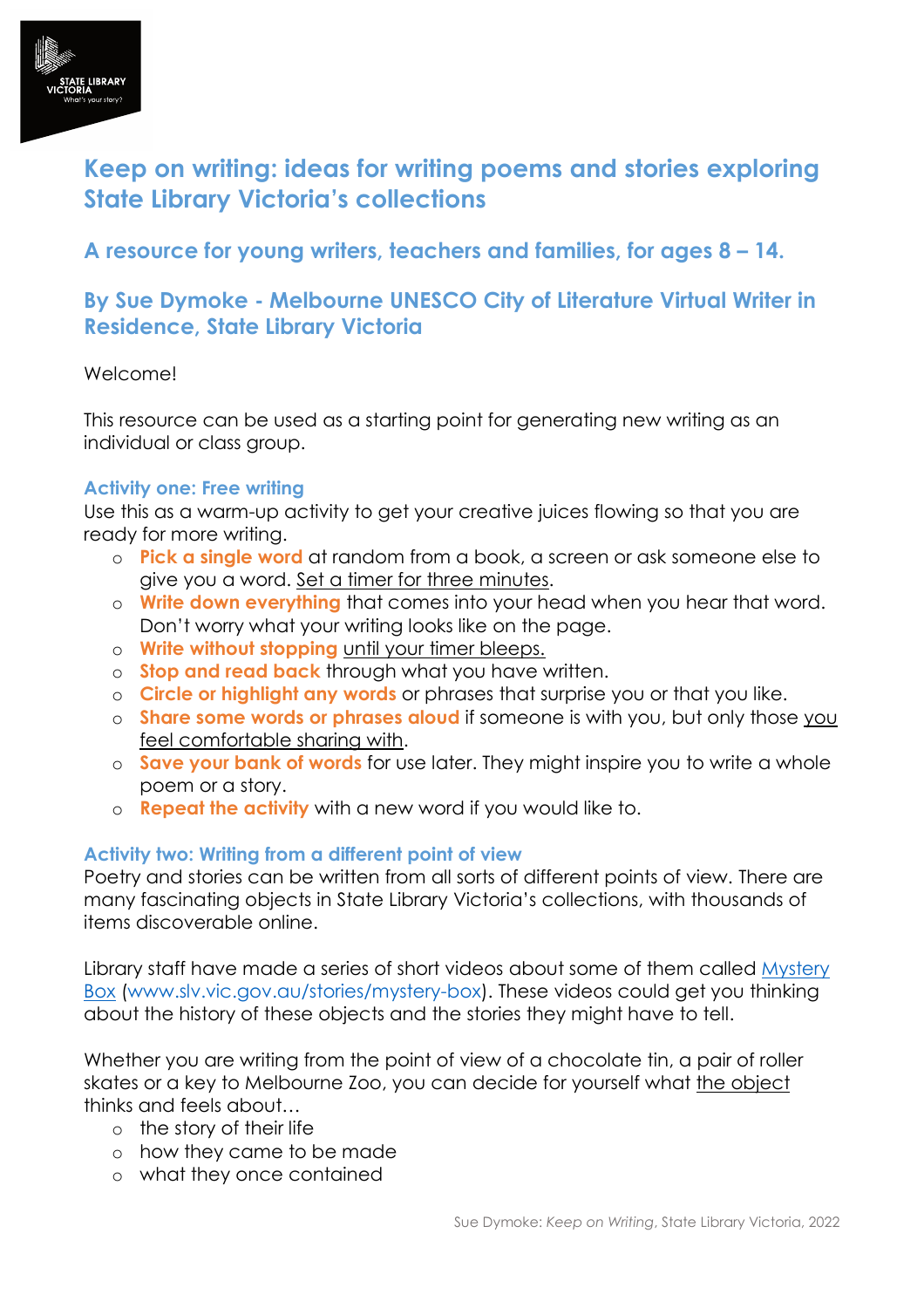# Keep on writing: ideas for writing poems and stories exploring State Library Victoria's collections

## A resource for young writers, teachers and families, for ages 8 – 14.

## By Sue Dymoke - Melbourne UNESCO City of Literature Virtual Writer in Residence, State Library Victoria

Welcome!

This resource can be used as a starting point for generating new writing as an individual or class group.

### Activity one: Free writing

Use this as a warm-up activity to get your creative juices flowing so that you are ready for more writing.

- **Pick a single word** at random from a book, a screen or ask someone else to give you a word. Set a timer for three minutes.
- **Write down everything** that comes into your head when you hear that word. Don't worry what your writing looks like on the page.
- **Write without stopping** until your timer bleeps.
- **Stop and read back** through what you have written.
- **Circle or highlight any words** or phrases that surprise you or that you like.
- **Share some words or phrases aloud** if someone is with you, but only those you feel comfortable sharing with.
- **Save your bank of words** for use later. They might inspire you to write a whole poem or a story.
- **Repeat the activity** with a new word if you would like to.

### Activity two: Writing from a different point of view

Poetry and stories can be written from all sorts of different points of view. There are many fascinating objects in State Library Victoria's collections, with thousands of items discoverable online.

Library staff have made a series of short videos about some of them called [Mystery Box](www.slv.vic.gov.au/stories/mystery-box) (www.slv.vic.gov.au/stories/mystery-box). These videos could get you thinking about the history of these objects and the stories they might have to tell.

Whether you are writing from the point of view of a chocolate tin, a pair of roller skates or a key to Melbourne Zoo, you can decide for yourself what the object thinks and feels about…

- the story of their life
- how they came to be made
- what they once contained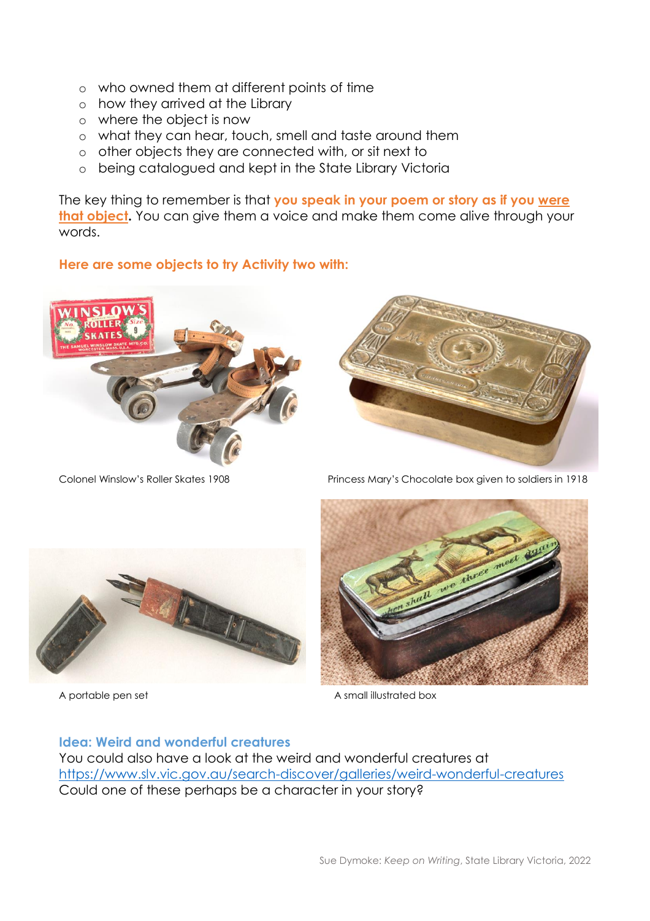- who owned them at different points of time
- how they arrived at the Library
- where the object is now
- what they can hear, touch, smell and taste around them
- other objects they are connected with, or sit next to
- being catalogued and kept in the State Library Victoria

The key thing to remember is that **you speak in your poem or story as if you were that object.** You can give them a voice and make them come alive through your words.

**Here are some objects to try Activity two with:**

Colonel Winslow's Roller Skates 1908

Princess Mary's Chocolate box given to soldiers in 1918

A portable pen set

A small illustrated box

**Idea: Weird and wonderful creatures**

You could also have a look at the weird and wonderful creatures at https://www.slv.vic.gov.au/search-discover/galleries/weird-wonderful-creatures
Could one of these perhaps be a character in your story?

Sue Dymoke: *Keep on Writing*, State Library Victoria, 2022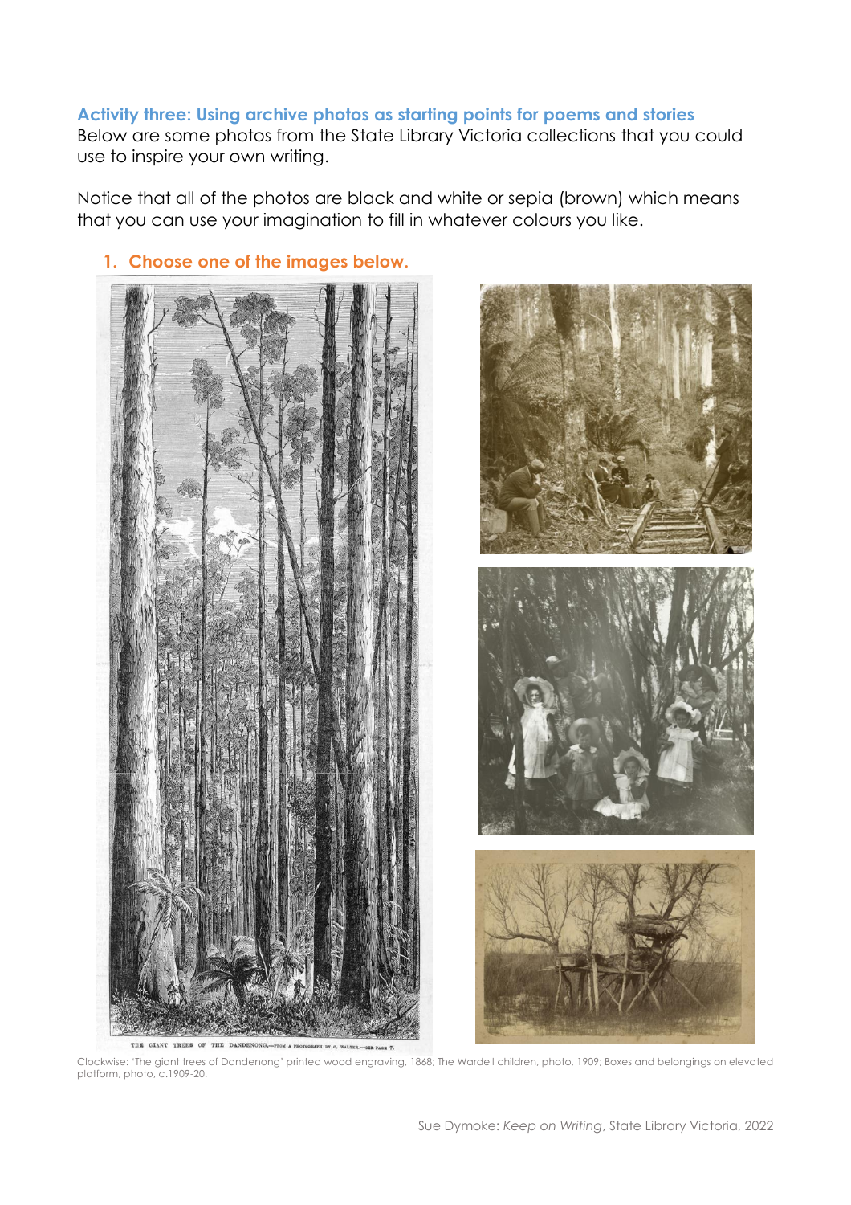### Activity three: Using archive photos as starting points for poems and stories

Below are some photos from the State Library Victoria collections that you could use to inspire your own writing.

Notice that all of the photos are black and white or sepia (brown) which means that you can use your imagination to fill in whatever colours you like.

1. **Choose one of the images below.**

Clockwise: 'The giant trees of Dandenong' printed wood engraving, 1868; The Wardell children, photo, 1909; Boxes and belongings on elevated platform, photo, c.1909-20.

Sue Dymoke: *Keep on Writing*, State Library Victoria, 2022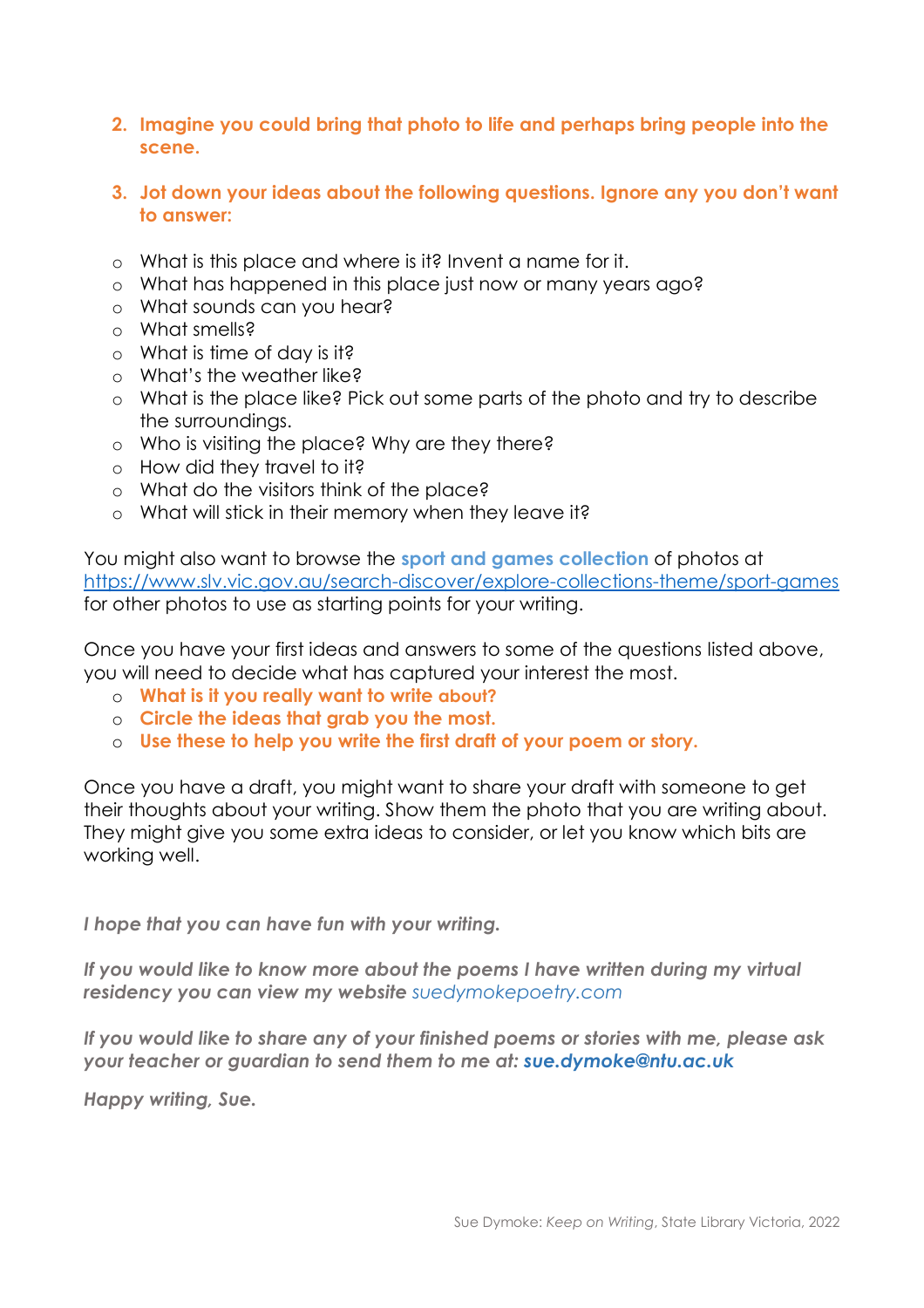2. **Imagine you could bring that photo to life and perhaps bring people into the scene.**

3. **Jot down your ideas about the following questions. Ignore any you don't want to answer:**

- What is this place and where is it? Invent a name for it.
- What has happened in this place just now or many years ago?
- What sounds can you hear?
- What smells?
- What is time of day is it?
- What's the weather like?
- What is the place like? Pick out some parts of the photo and try to describe the surroundings.
- Who is visiting the place? Why are they there?
- How did they travel to it?
- What do the visitors think of the place?
- What will stick in their memory when they leave it?

You might also want to browse the **sport and games collection** of photos at https://www.slv.vic.gov.au/search-discover/explore-collections-theme/sport-games for other photos to use as starting points for your writing.

Once you have your first ideas and answers to some of the questions listed above, you will need to decide what has captured your interest the most.

- **What is it you really want to write about?**
- **Circle the ideas that grab you the most.**
- **Use these to help you write the first draft of your poem or story.**

Once you have a draft, you might want to share your draft with someone to get their thoughts about your writing. Show them the photo that you are writing about. They might give you some extra ideas to consider, or let you know which bits are working well.

***I hope that you can have fun with your writing.***

***If you would like to know more about the poems I have written during my virtual residency you can view my website*** *suedymokepoetry.com*

***If you would like to share any of your finished poems or stories with me, please ask your teacher or guardian to send them to me at: sue.dymoke@ntu.ac.uk***

***Happy writing, Sue.***

Sue Dymoke: *Keep on Writing*, State Library Victoria, 2022